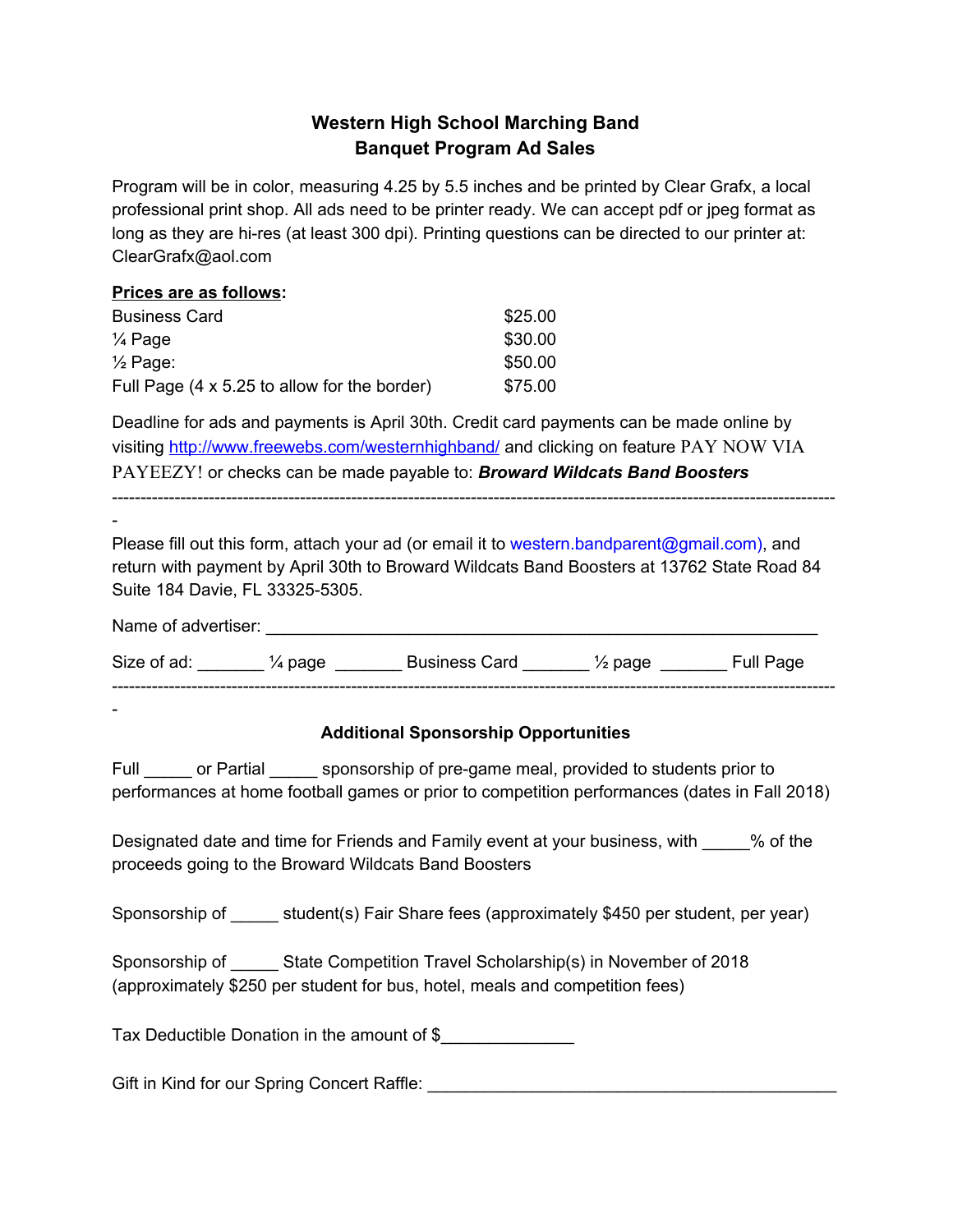**Western High School Marching Band**
**Banquet Program Ad Sales**

Program will be in color, measuring 4.25 by 5.5 inches and be printed by Clear Grafx, a local professional print shop. All ads need to be printer ready. We can accept pdf or jpeg format as long as they are hi-res (at least 300 dpi). Printing questions can be directed to our printer at: ClearGrafx@aol.com

**Prices are as follows:**

| | |
|---|---|
| Business Card | $25.00 |
| ¼ Page | $30.00 |
| ½ Page: | $50.00 |
| Full Page (4 x 5.25 to allow for the border) | $75.00 |

Deadline for ads and payments is April 30th. Credit card payments can be made online by visiting http://www.freewebs.com/westernhighband/ and clicking on feature PAY NOW VIA PAYEEZY! or checks can be made payable to: ***Broward Wildcats Band Boosters***

---

Please fill out this form, attach your ad (or email it to western.bandparent@gmail.com), and return with payment by April 30th to Broward Wildcats Band Boosters at 13762 State Road 84 Suite 184 Davie, FL 33325-5305.

Name of advertiser: ____________________________________________________________

Size of ad: _______ ¼ page _______ Business Card _______ ½ page _______ Full Page

---

**Additional Sponsorship Opportunities**

Full _____ or Partial _____ sponsorship of pre-game meal, provided to students prior to performances at home football games or prior to competition performances (dates in Fall 2018)

Designated date and time for Friends and Family event at your business, with _____% of the proceeds going to the Broward Wildcats Band Boosters

Sponsorship of _____ student(s) Fair Share fees (approximately $450 per student, per year)

Sponsorship of _____ State Competition Travel Scholarship(s) in November of 2018 (approximately $250 per student for bus, hotel, meals and competition fees)

Tax Deductible Donation in the amount of $______________

Gift in Kind for our Spring Concert Raffle: ____________________________________________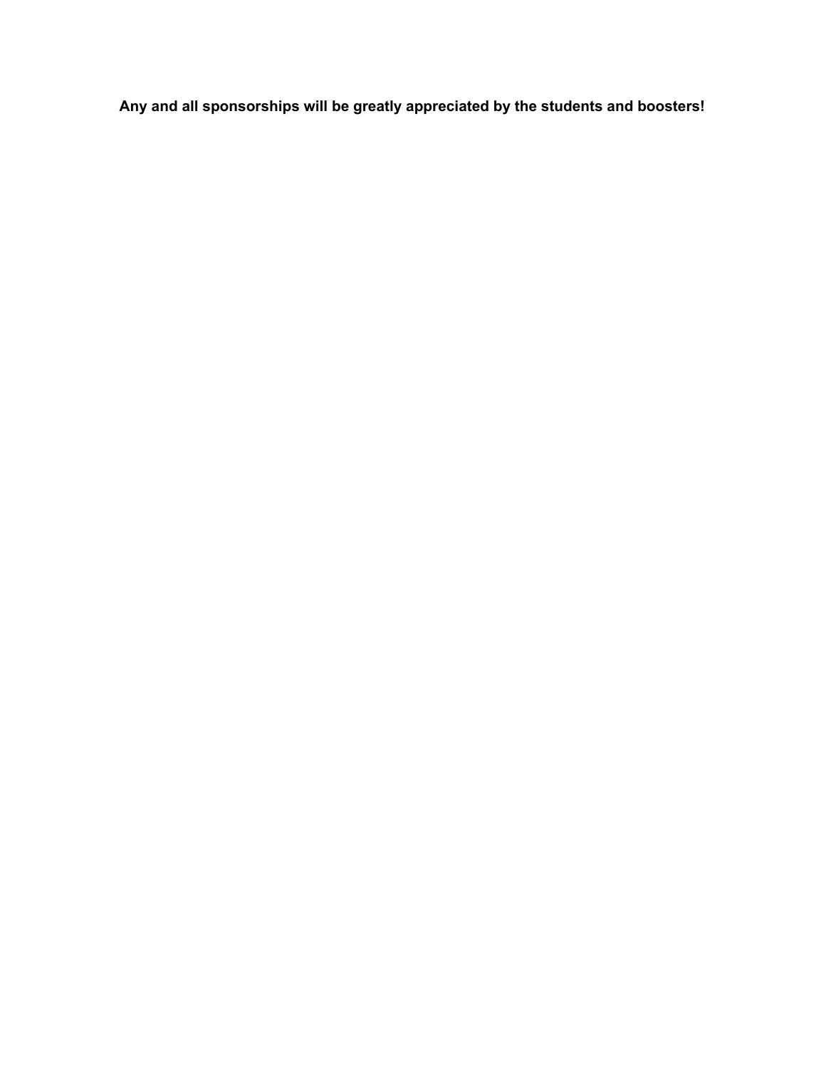**Any and all sponsorships will be greatly appreciated by the students and boosters!**